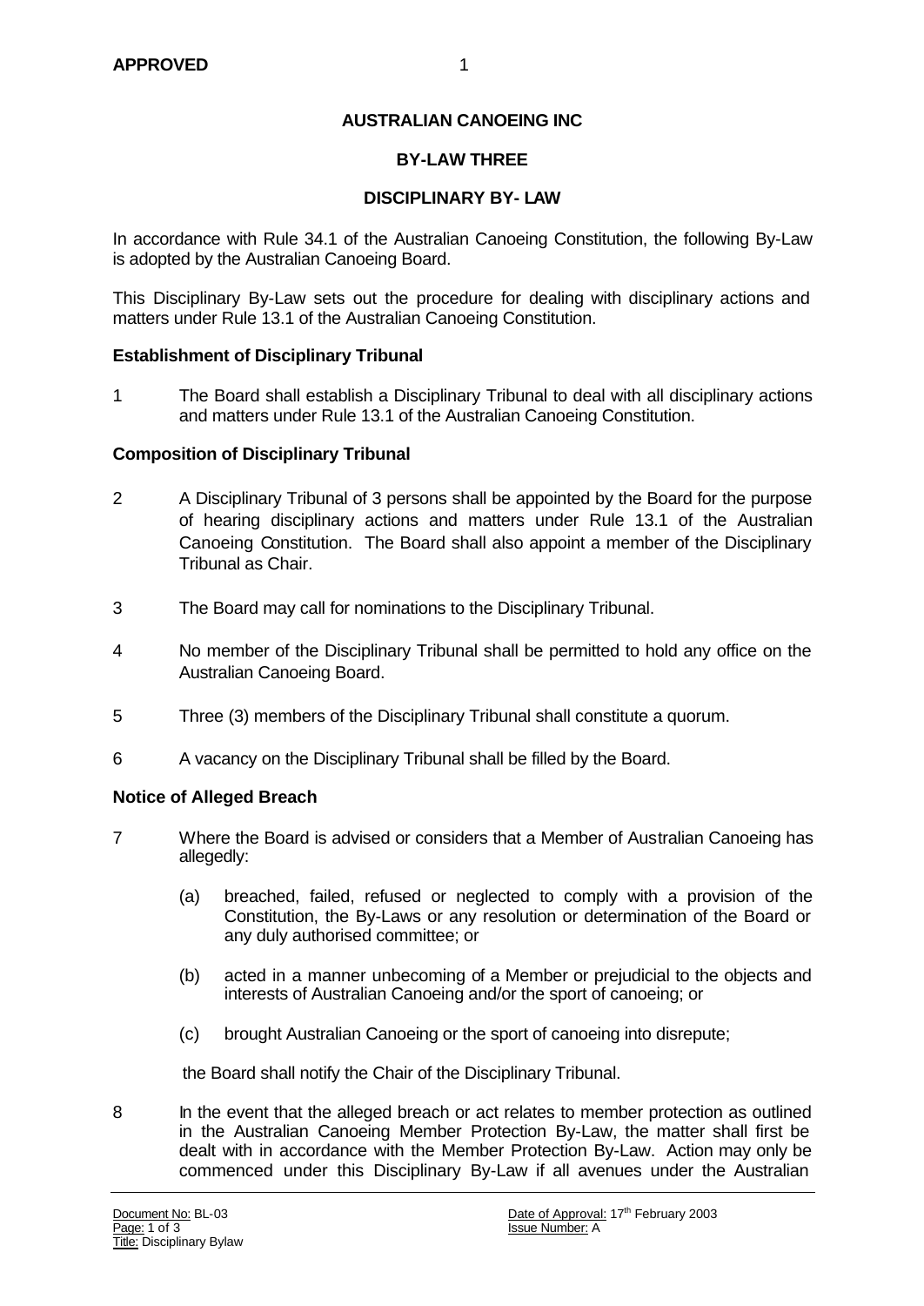**APPROVED**

**AUSTRALIAN CANOEING INC**

**BY-LAW THREE**

**DISCIPLINARY BY- LAW**

In accordance with Rule 34.1 of the Australian Canoeing Constitution, the following By-Law is adopted by the Australian Canoeing Board.

This Disciplinary By-Law sets out the procedure for dealing with disciplinary actions and matters under Rule 13.1 of the Australian Canoeing Constitution.

**Establishment of Disciplinary Tribunal**

1 The Board shall establish a Disciplinary Tribunal to deal with all disciplinary actions and matters under Rule 13.1 of the Australian Canoeing Constitution.

**Composition of Disciplinary Tribunal**

2 A Disciplinary Tribunal of 3 persons shall be appointed by the Board for the purpose of hearing disciplinary actions and matters under Rule 13.1 of the Australian Canoeing Constitution. The Board shall also appoint a member of the Disciplinary Tribunal as Chair.

3 The Board may call for nominations to the Disciplinary Tribunal.

4 No member of the Disciplinary Tribunal shall be permitted to hold any office on the Australian Canoeing Board.

5 Three (3) members of the Disciplinary Tribunal shall constitute a quorum.

6 A vacancy on the Disciplinary Tribunal shall be filled by the Board.

**Notice of Alleged Breach**

7 Where the Board is advised or considers that a Member of Australian Canoeing has allegedly:

(a) breached, failed, refused or neglected to comply with a provision of the Constitution, the By-Laws or any resolution or determination of the Board or any duly authorised committee; or

(b) acted in a manner unbecoming of a Member or prejudicial to the objects and interests of Australian Canoeing and/or the sport of canoeing; or

(c) brought Australian Canoeing or the sport of canoeing into disrepute;

the Board shall notify the Chair of the Disciplinary Tribunal.

8 In the event that the alleged breach or act relates to member protection as outlined in the Australian Canoeing Member Protection By-Law, the matter shall first be dealt with in accordance with the Member Protection By-Law. Action may only be commenced under this Disciplinary By-Law if all avenues under the Australian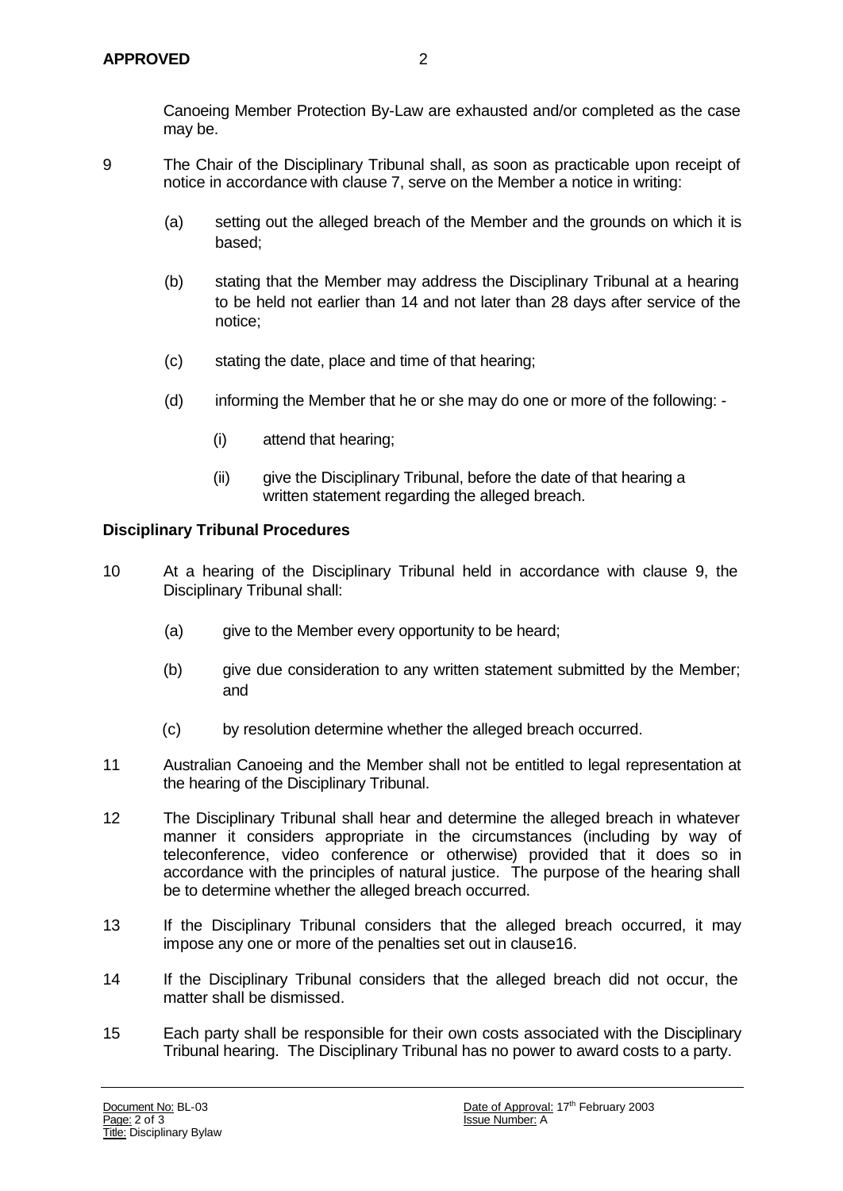Canoeing Member Protection By-Law are exhausted and/or completed as the case may be.

9 The Chair of the Disciplinary Tribunal shall, as soon as practicable upon receipt of notice in accordance with clause 7, serve on the Member a notice in writing:

(a) setting out the alleged breach of the Member and the grounds on which it is based;

(b) stating that the Member may address the Disciplinary Tribunal at a hearing to be held not earlier than 14 and not later than 28 days after service of the notice;

(c) stating the date, place and time of that hearing;

(d) informing the Member that he or she may do one or more of the following: -

(i) attend that hearing;

(ii) give the Disciplinary Tribunal, before the date of that hearing a written statement regarding the alleged breach.

**Disciplinary Tribunal Procedures**

10 At a hearing of the Disciplinary Tribunal held in accordance with clause 9, the Disciplinary Tribunal shall:

(a) give to the Member every opportunity to be heard;

(b) give due consideration to any written statement submitted by the Member; and

(c) by resolution determine whether the alleged breach occurred.

11 Australian Canoeing and the Member shall not be entitled to legal representation at the hearing of the Disciplinary Tribunal.

12 The Disciplinary Tribunal shall hear and determine the alleged breach in whatever manner it considers appropriate in the circumstances (including by way of teleconference, video conference or otherwise) provided that it does so in accordance with the principles of natural justice. The purpose of the hearing shall be to determine whether the alleged breach occurred.

13 If the Disciplinary Tribunal considers that the alleged breach occurred, it may impose any one or more of the penalties set out in clause16.

14 If the Disciplinary Tribunal considers that the alleged breach did not occur, the matter shall be dismissed.

15 Each party shall be responsible for their own costs associated with the Disciplinary Tribunal hearing. The Disciplinary Tribunal has no power to award costs to a party.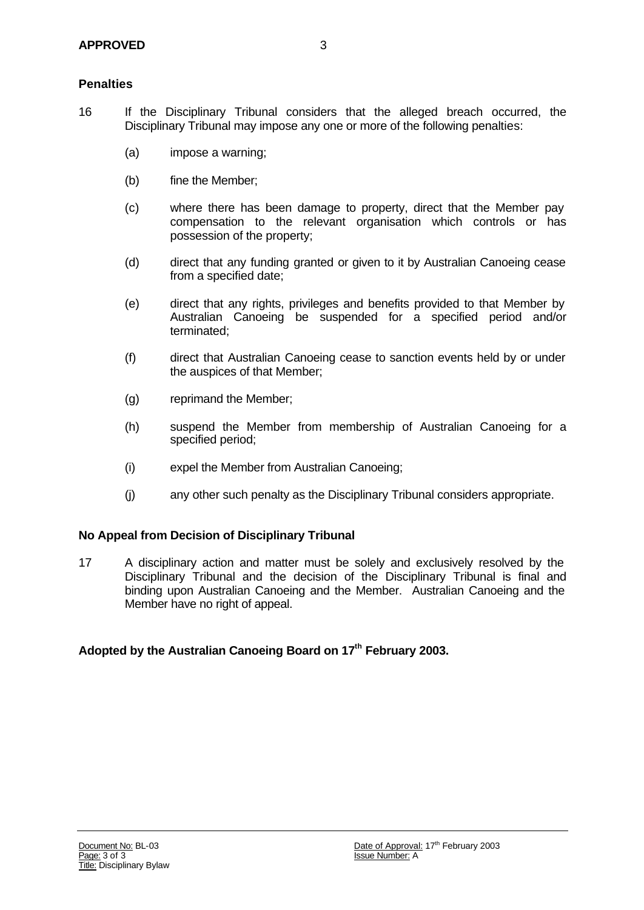## Penalties

16 If the Disciplinary Tribunal considers that the alleged breach occurred, the Disciplinary Tribunal may impose any one or more of the following penalties:

(a) impose a warning;

(b) fine the Member;

(c) where there has been damage to property, direct that the Member pay compensation to the relevant organisation which controls or has possession of the property;

(d) direct that any funding granted or given to it by Australian Canoeing cease from a specified date;

(e) direct that any rights, privileges and benefits provided to that Member by Australian Canoeing be suspended for a specified period and/or terminated;

(f) direct that Australian Canoeing cease to sanction events held by or under the auspices of that Member;

(g) reprimand the Member;

(h) suspend the Member from membership of Australian Canoeing for a specified period;

(i) expel the Member from Australian Canoeing;

(j) any other such penalty as the Disciplinary Tribunal considers appropriate.

## No Appeal from Decision of Disciplinary Tribunal

17 A disciplinary action and matter must be solely and exclusively resolved by the Disciplinary Tribunal and the decision of the Disciplinary Tribunal is final and binding upon Australian Canoeing and the Member. Australian Canoeing and the Member have no right of appeal.

**Adopted by the Australian Canoeing Board on 17th February 2003.**